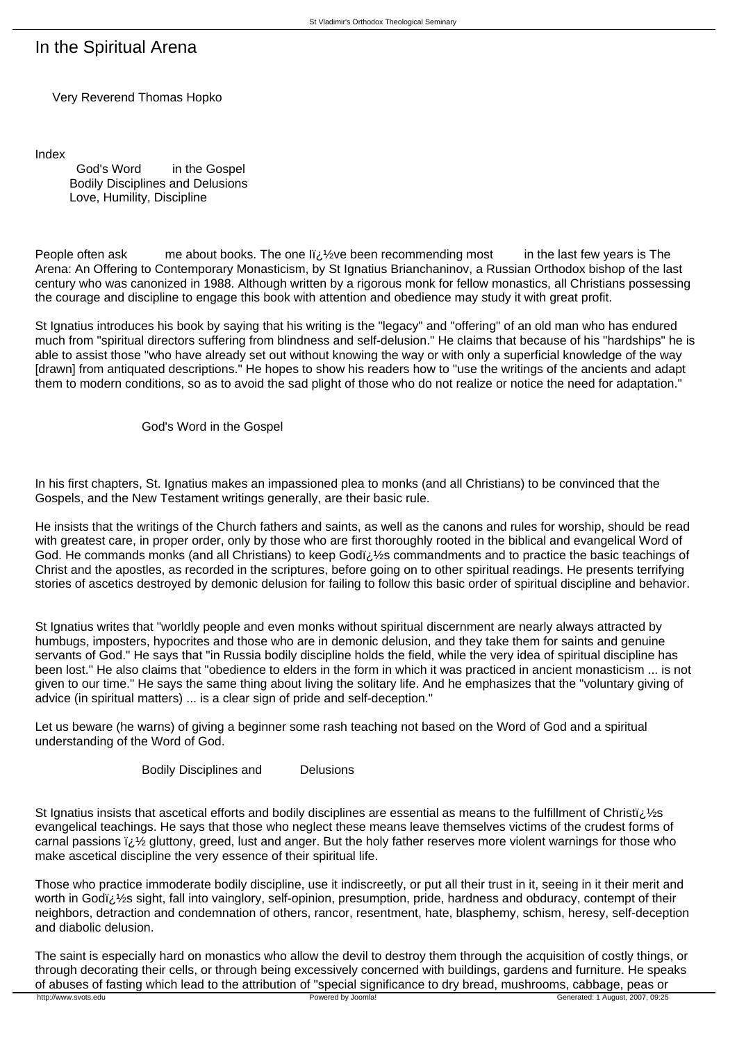# In the Spiritual Arena

Very Reverend Thomas Hopko

Index

God's Word in the Gospel
Bodily Disciplines and Delusions
Love, Humility, Discipline

People often ask me about books. The one Iï¿½ve been recommending most in the last few years is The Arena: An Offering to Contemporary Monasticism, by St Ignatius Brianchaninov, a Russian Orthodox bishop of the last century who was canonized in 1988. Although written by a rigorous monk for fellow monastics, all Christians possessing the courage and discipline to engage this book with attention and obedience may study it with great profit.

St Ignatius introduces his book by saying that his writing is the "legacy" and "offering" of an old man who has endured much from "spiritual directors suffering from blindness and self-delusion." He claims that because of his "hardships" he is able to assist those "who have already set out without knowing the way or with only a superficial knowledge of the way [drawn] from antiquated descriptions." He hopes to show his readers how to "use the writings of the ancients and adapt them to modern conditions, so as to avoid the sad plight of those who do not realize or notice the need for adaptation."

## God's Word in the Gospel

In his first chapters, St. Ignatius makes an impassioned plea to monks (and all Christians) to be convinced that the Gospels, and the New Testament writings generally, are their basic rule.

He insists that the writings of the Church fathers and saints, as well as the canons and rules for worship, should be read with greatest care, in proper order, only by those who are first thoroughly rooted in the biblical and evangelical Word of God. He commands monks (and all Christians) to keep Godï¿½s commandments and to practice the basic teachings of Christ and the apostles, as recorded in the scriptures, before going on to other spiritual readings. He presents terrifying stories of ascetics destroyed by demonic delusion for failing to follow this basic order of spiritual discipline and behavior.

St Ignatius writes that "worldly people and even monks without spiritual discernment are nearly always attracted by humbugs, imposters, hypocrites and those who are in demonic delusion, and they take them for saints and genuine servants of God." He says that "in Russia bodily discipline holds the field, while the very idea of spiritual discipline has been lost." He also claims that "obedience to elders in the form in which it was practiced in ancient monasticism ... is not given to our time." He says the same thing about living the solitary life. And he emphasizes that the "voluntary giving of advice (in spiritual matters) ... is a clear sign of pride and self-deception."

Let us beware (he warns) of giving a beginner some rash teaching not based on the Word of God and a spiritual understanding of the Word of God.

## Bodily Disciplines and Delusions

St Ignatius insists that ascetical efforts and bodily disciplines are essential as means to the fulfillment of Christï¿½s evangelical teachings. He says that those who neglect these means leave themselves victims of the crudest forms of carnal passions ï¿½ gluttony, greed, lust and anger. But the holy father reserves more violent warnings for those who make ascetical discipline the very essence of their spiritual life.

Those who practice immoderate bodily discipline, use it indiscreetly, or put all their trust in it, seeing in it their merit and worth in Godï¿½s sight, fall into vainglory, self-opinion, presumption, pride, hardness and obduracy, contempt of their neighbors, detraction and condemnation of others, rancor, resentment, hate, blasphemy, schism, heresy, self-deception and diabolic delusion.

The saint is especially hard on monastics who allow the devil to destroy them through the acquisition of costly things, or through decorating their cells, or through being excessively concerned with buildings, gardens and furniture. He speaks of abuses of fasting which lead to the attribution of "special significance to dry bread, mushrooms, cabbage, peas or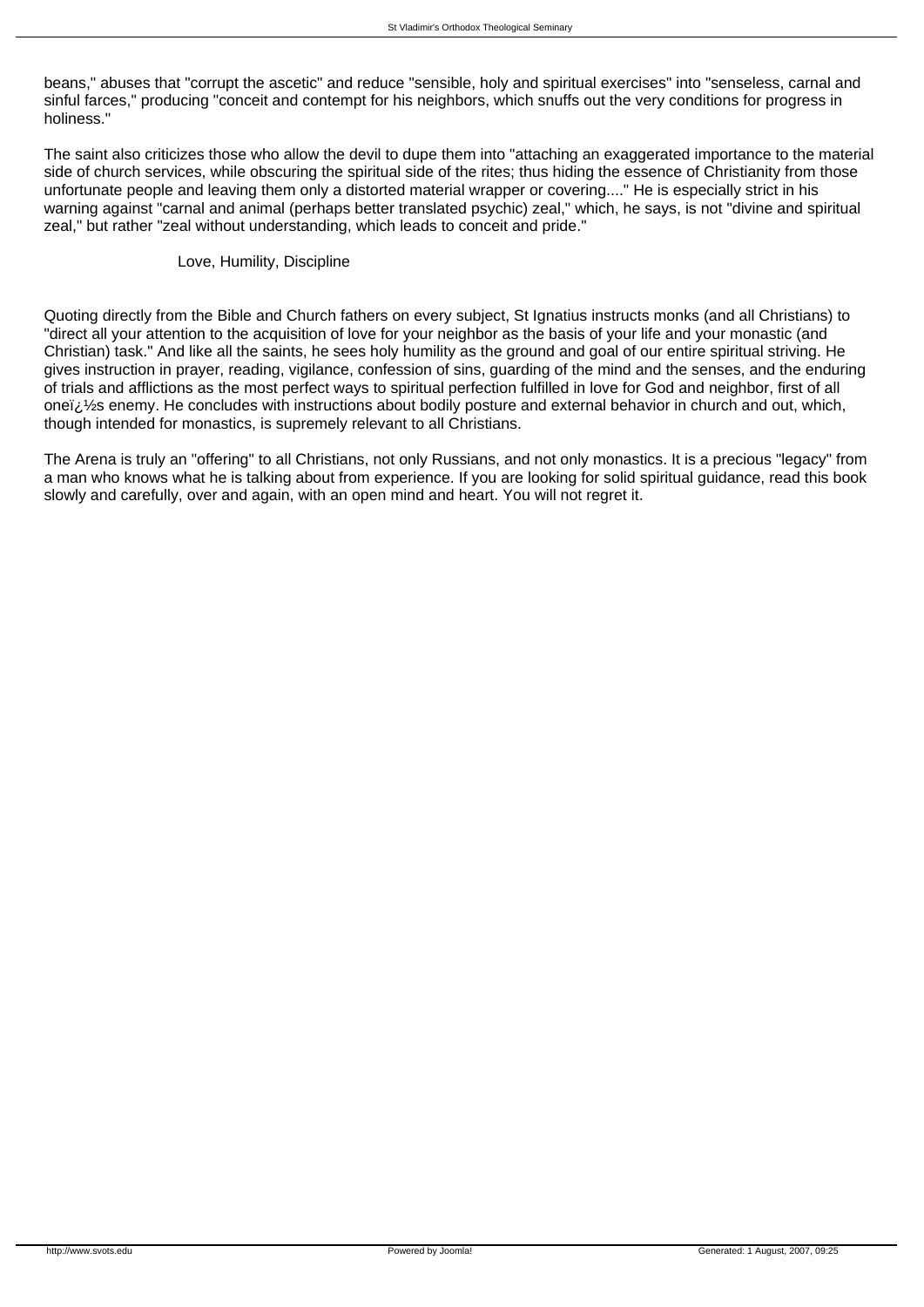beans," abuses that "corrupt the ascetic" and reduce "sensible, holy and spiritual exercises" into "senseless, carnal and sinful farces," producing "conceit and contempt for his neighbors, which snuffs out the very conditions for progress in holiness."

The saint also criticizes those who allow the devil to dupe them into "attaching an exaggerated importance to the material side of church services, while obscuring the spiritual side of the rites; thus hiding the essence of Christianity from those unfortunate people and leaving them only a distorted material wrapper or covering...." He is especially strict in his warning against "carnal and animal (perhaps better translated psychic) zeal," which, he says, is not "divine and spiritual zeal," but rather "zeal without understanding, which leads to conceit and pride."

## Love, Humility, Discipline

Quoting directly from the Bible and Church fathers on every subject, St Ignatius instructs monks (and all Christians) to "direct all your attention to the acquisition of love for your neighbor as the basis of your life and your monastic (and Christian) task." And like all the saints, he sees holy humility as the ground and goal of our entire spiritual striving. He gives instruction in prayer, reading, vigilance, confession of sins, guarding of the mind and the senses, and the enduring of trials and afflictions as the most perfect ways to spiritual perfection fulfilled in love for God and neighbor, first of all oneï¿½s enemy. He concludes with instructions about bodily posture and external behavior in church and out, which, though intended for monastics, is supremely relevant to all Christians.

The Arena is truly an "offering" to all Christians, not only Russians, and not only monastics. It is a precious "legacy" from a man who knows what he is talking about from experience. If you are looking for solid spiritual guidance, read this book slowly and carefully, over and again, with an open mind and heart. You will not regret it.